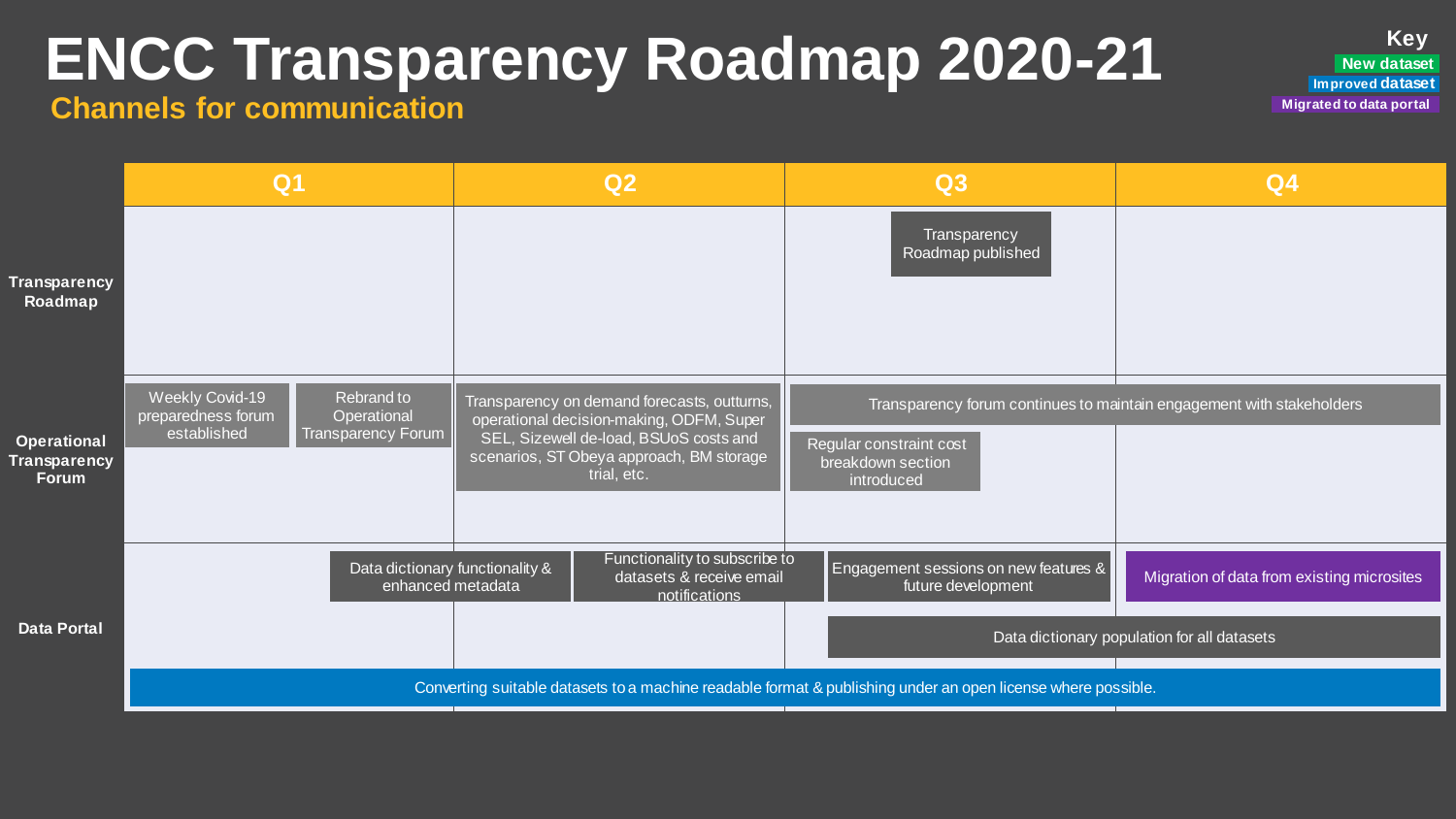# ENCC Transparency Roadmap 2020-21

## Channels for communication

**Key**

- New dataset
- Improved dataset
- Migrated to data portal

| | Q1 | Q2 | Q3 | Q4 |
|---|---|---|---|---|
| **Transparency Roadmap** | | | Transparency Roadmap published | |
| **Operational Transparency Forum** | Weekly Covid-19 preparedness forum established; Rebrand to Operational Transparency Forum | Transparency on demand forecasts, outturns, operational decision-making, ODFM, Super SEL, Sizewell de-load, BSUoS costs and scenarios, ST Obeya approach, BM storage trial, etc. | Transparency forum continues to maintain engagement with stakeholders (Q3–Q4); Regular constraint cost breakdown section introduced | |
| **Data Portal** | Data dictionary functionality & enhanced metadata (Q1–Q2) | Functionality to subscribe to datasets & receive email notifications (Q2–Q3) | Engagement sessions on new features & future development; Data dictionary population for all datasets (Q3–Q4) | Migration of data from existing microsites |

Data Portal (Q1–Q4): Converting suitable datasets to a machine readable format & publishing under an open license where possible.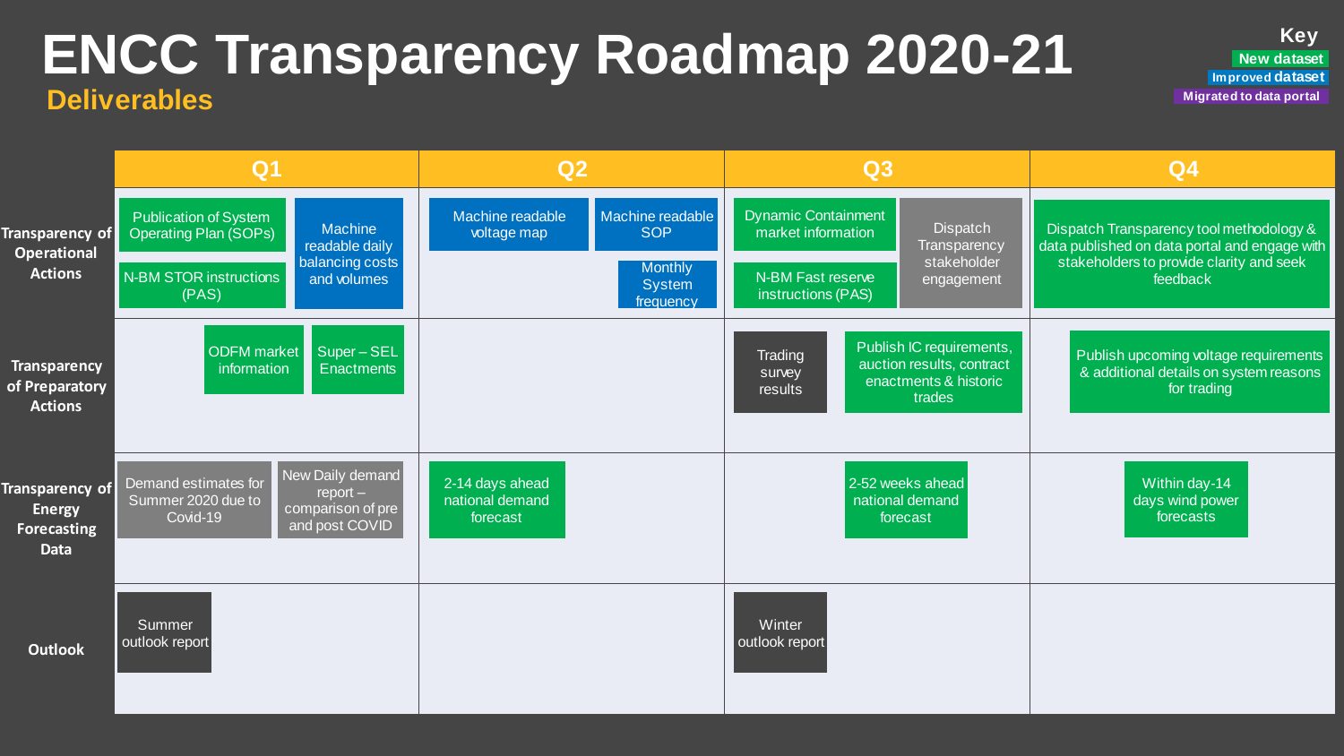# ENCC Transparency Roadmap 2020-21

## Deliverables

**Key**
- New dataset
- Improved dataset
- Migrated to data portal

| | Q1 | Q2 | Q3 | Q4 |
|---|---|---|---|---|
| **Transparency of Operational Actions** | Publication of System Operating Plan (SOPs); N-BM STOR instructions (PAS); Machine readable daily balancing costs and volumes | Machine readable voltage map; Machine readable SOP; Monthly System frequency | Dynamic Containment market information; N-BM Fast reserve instructions (PAS); Dispatch Transparency stakeholder engagement | Dispatch Transparency tool methodology & data published on data portal and engage with stakeholders to provide clarity and seek feedback |
| **Transparency of Preparatory Actions** | ODFM market information; Super – SEL Enactments | | Trading survey results; Publish IC requirements, auction results, contract enactments & historic trades | Publish upcoming voltage requirements & additional details on system reasons for trading |
| **Transparency of Energy Forecasting Data** | Demand estimates for Summer 2020 due to Covid-19; New Daily demand report – comparison of pre and post COVID | 2-14 days ahead national demand forecast | 2-52 weeks ahead national demand forecast | Within day-14 days wind power forecasts |
| **Outlook** | Summer outlook report | | Winter outlook report | |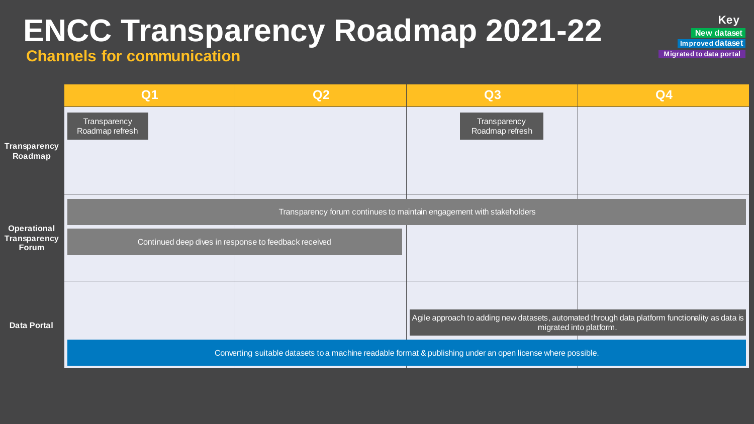# ENCC Transparency Roadmap 2021-22

## Channels for communication

**Key**
- New dataset
- Improved dataset
- Migrated to data portal

| | Q1 | Q2 | Q3 | Q4 |
|---|---|---|---|---|
| **Transparency Roadmap** | Transparency Roadmap refresh | | Transparency Roadmap refresh | |
| **Operational Transparency Forum** | Transparency forum continues to maintain engagement with stakeholders (Q1–Q4) | | | |
| | Continued deep dives in response to feedback received (Q1–Q2) | | | |
| **Data Portal** | | | Agile approach to adding new datasets, automated through data platform functionality as data is migrated into platform. (Q3–Q4) | |
| | Converting suitable datasets to a machine readable format & publishing under an open license where possible. (Q1–Q4) | | | |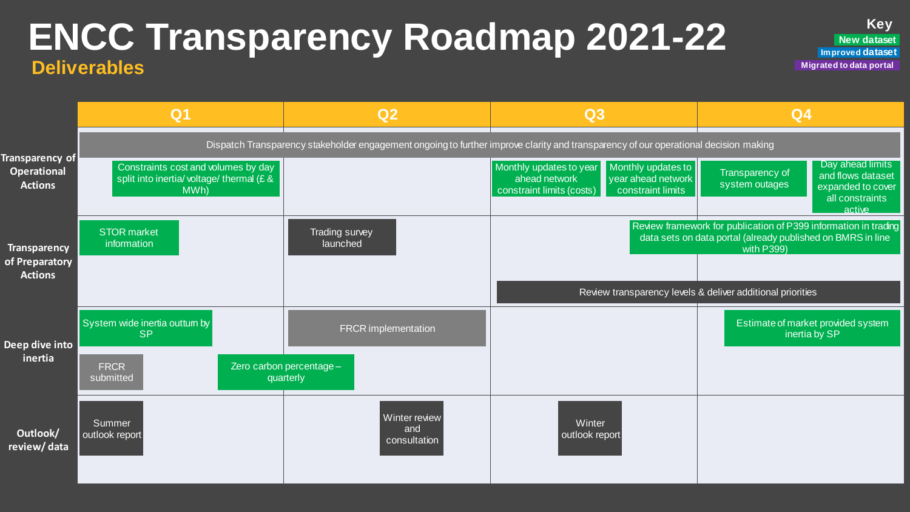# ENCC Transparency Roadmap 2021-22

## Deliverables

**Key**
- New dataset
- Improved dataset
- Migrated to data portal

| | Q1 | Q2 | Q3 | Q4 |
|---|---|---|---|---|
| **Transparency of Operational Actions** | Dispatch Transparency stakeholder engagement ongoing to further improve clarity and transparency of our operational decision making (Q1–Q4) | | | |
| | Constraints cost and volumes by day split into inertia/ voltage/ thermal (£ & MWh) | | Monthly updates to year ahead network constraint limits (costs); Monthly updates to year ahead network constraint limits | Transparency of system outages; Day ahead limits and flows dataset expanded to cover all constraints active |
| **Transparency of Preparatory Actions** | STOR market information | Trading survey launched | Review framework for publication of P399 information in trading data sets on data portal (already published on BMRS in line with P399) (Q3–Q4) | |
| | | | Review transparency levels & deliver additional priorities (Q3–Q4) | |
| **Deep dive into inertia** | System wide inertia outturn by SP; FRCR submitted; Zero carbon percentage – quarterly (Q1–Q2) | FRCR implementation | | Estimate of market provided system inertia by SP |
| **Outlook/ review/ data** | Summer outlook report | Winter review and consultation | Winter outlook report | |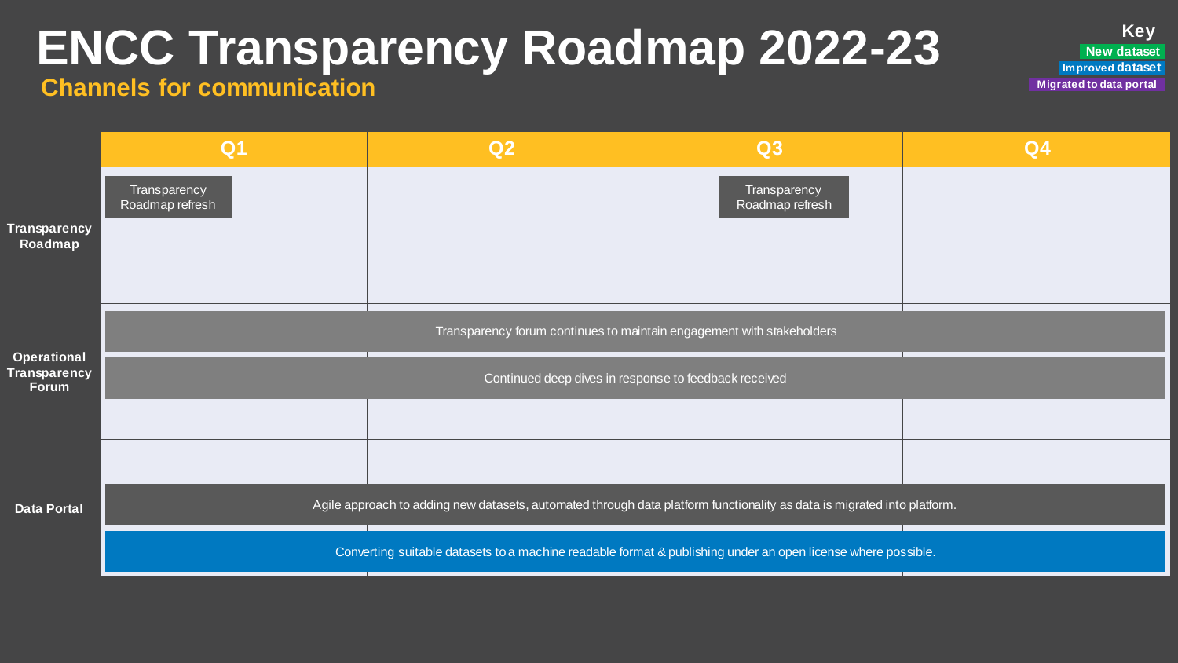# ENCC Transparency Roadmap 2022-23

## Channels for communication

**Key**
- New dataset
- Improved dataset
- Migrated to data portal

| | Q1 | Q2 | Q3 | Q4 |
|---|---|---|---|---|
| **Transparency Roadmap** | Transparency Roadmap refresh | | Transparency Roadmap refresh | |
| **Operational Transparency Forum** | Transparency forum continues to maintain engagement with stakeholders | | | |
| | Continued deep dives in response to feedback received | | | |
| **Data Portal** | Agile approach to adding new datasets, automated through data platform functionality as data is migrated into platform. | | | |
| | Converting suitable datasets to a machine readable format & publishing under an open license where possible. | | | |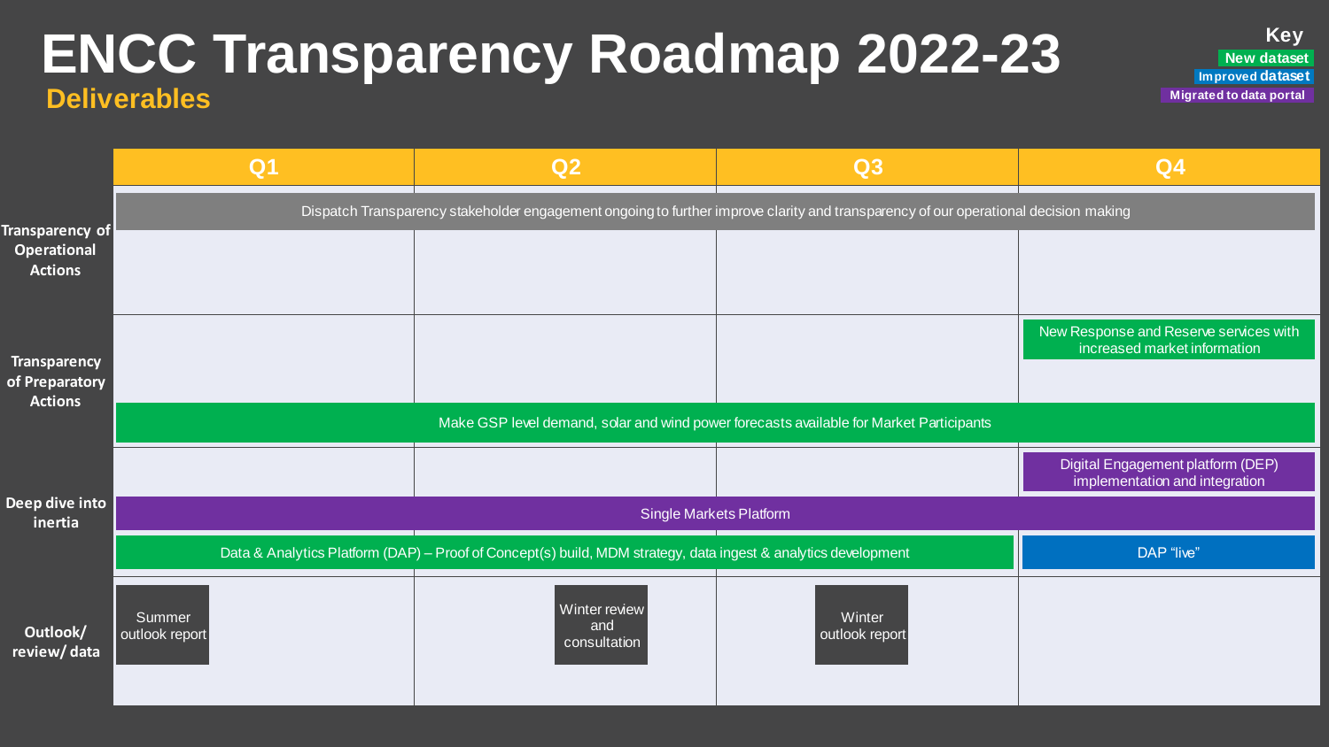# ENCC Transparency Roadmap 2022-23

## Deliverables

**Key**
- New dataset
- Improved dataset
- Migrated to data portal

| | Q1 | Q2 | Q3 | Q4 |
|---|---|---|---|---|
| **Transparency of Operational Actions** | Dispatch Transparency stakeholder engagement ongoing to further improve clarity and transparency of our operational decision making (Q1–Q4) | | | |
| **Transparency of Preparatory Actions** | | | | New Response and Reserve services with increased market information |
| | Make GSP level demand, solar and wind power forecasts available for Market Participants (Q1–Q4) | | | |
| **Deep dive into inertia** | | | | Digital Engagement platform (DEP) implementation and integration |
| | Single Markets Platform (Q1–Q4) | | | |
| | Data & Analytics Platform (DAP) – Proof of Concept(s) build, MDM strategy, data ingest & analytics development (Q1–Q3) | | | DAP "live" |
| **Outlook/ review/ data** | Summer outlook report | Winter review and consultation | Winter outlook report | |